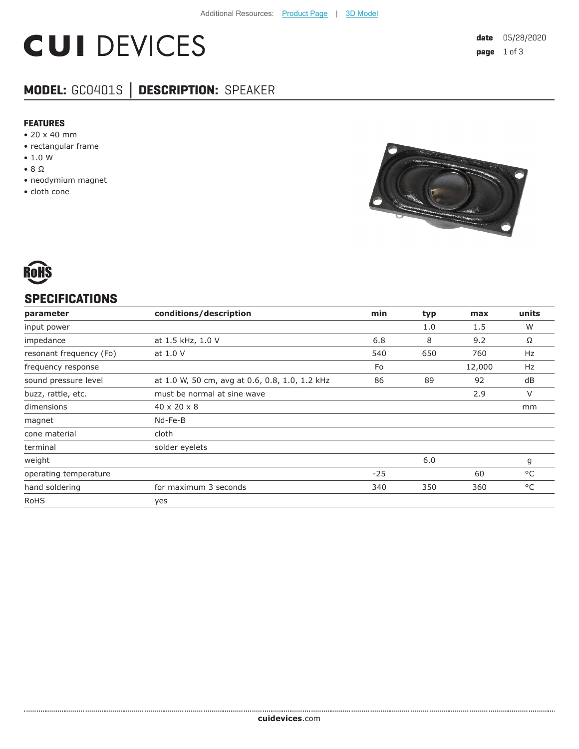Additional Resources: Product Page | 3D Model

# CUI DEVICES

date 05/28/2020

## MODEL: GC0401S | DESCRIPTION: SPEAKER

### FEATURES

- 20 x 40 mm
- rectangular frame
- 1.0 W
- 8 Ω
- neodymium magnet
- cloth cone

RoHS

## SPECIFICATIONS

| parameter | conditions/description | min | typ | max | units |
|---|---|---|---|---|---|
| input power | | | 1.0 | 1.5 | W |
| impedance | at 1.5 kHz, 1.0 V | 6.8 | 8 | 9.2 | Ω |
| resonant frequency (Fo) | at 1.0 V | 540 | 650 | 760 | Hz |
| frequency response | | Fo | | 12,000 | Hz |
| sound pressure level | at 1.0 W, 50 cm, avg at 0.6, 0.8, 1.0, 1.2 kHz | 86 | 89 | 92 | dB |
| buzz, rattle, etc. | must be normal at sine wave | | | 2.9 | V |
| dimensions | 40 x 20 x 8 | | | | mm |
| magnet | Nd-Fe-B | | | | |
| cone material | cloth | | | | |
| terminal | solder eyelets | | | | |
| weight | | | 6.0 | | g |
| operating temperature | | -25 | | 60 | °C |
| hand soldering | for maximum 3 seconds | 340 | 350 | 360 | °C |
| RoHS | yes | | | | |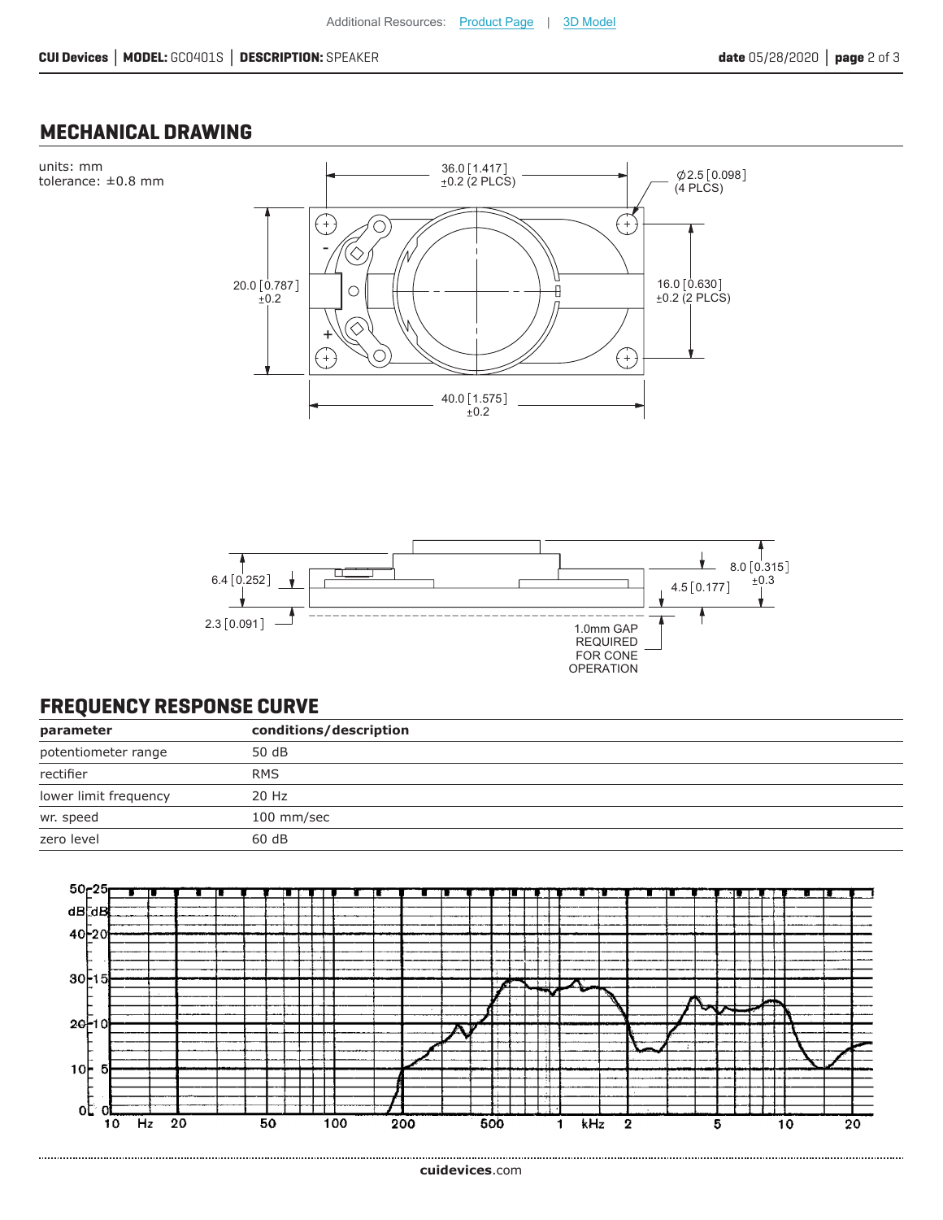## MECHANICAL DRAWING

units: mm
tolerance: ±0.8 mm

## FREQUENCY RESPONSE CURVE

| parameter | conditions/description |
|---|---|
| potentiometer range | 50 dB |
| rectifier | RMS |
| lower limit frequency | 20 Hz |
| wr. speed | 100 mm/sec |
| zero level | 60 dB |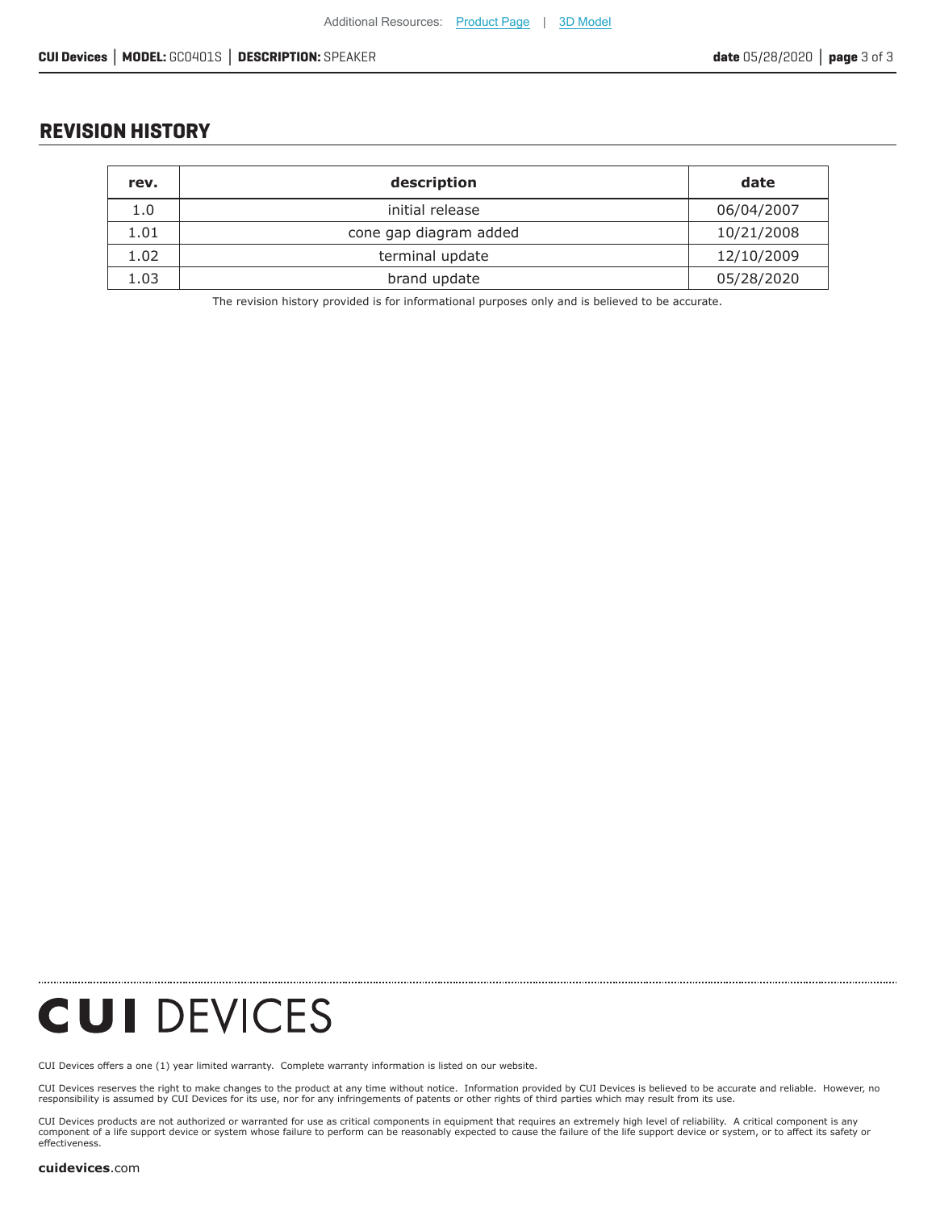## REVISION HISTORY

| rev. | description | date |
|---|---|---|
| 1.0 | initial release | 06/04/2007 |
| 1.01 | cone gap diagram added | 10/21/2008 |
| 1.02 | terminal update | 12/10/2009 |
| 1.03 | brand update | 05/28/2020 |

The revision history provided is for informational purposes only and is believed to be accurate.

CUI DEVICES

CUI Devices offers a one (1) year limited warranty. Complete warranty information is listed on our website.

CUI Devices reserves the right to make changes to the product at any time without notice. Information provided by CUI Devices is believed to be accurate and reliable. However, no responsibility is assumed by CUI Devices for its use, nor for any infringements of patents or other rights of third parties which may result from its use.

CUI Devices products are not authorized or warranted for use as critical components in equipment that requires an extremely high level of reliability. A critical component is any component of a life support device or system whose failure to perform can be reasonably expected to cause the failure of the life support device or system, or to affect its safety or effectiveness.

**cuidevices**.com